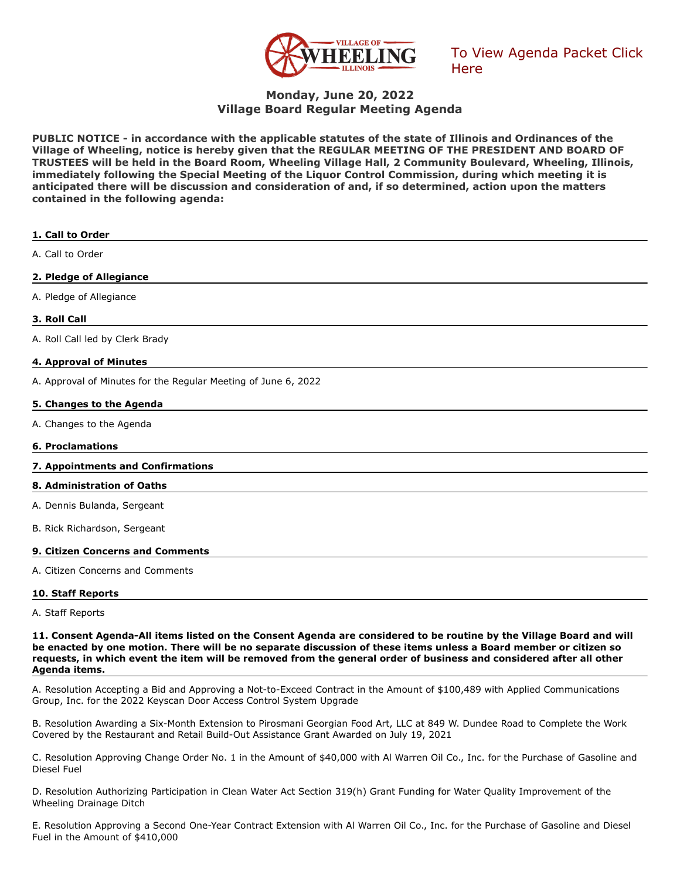To View Agenda Packet Click Here

# Monday, June 20, 2022
# Village Board Regular Meeting Agenda

**PUBLIC NOTICE - in accordance with the applicable statutes of the state of Illinois and Ordinances of the Village of Wheeling, notice is hereby given that the REGULAR MEETING OF THE PRESIDENT AND BOARD OF TRUSTEES will be held in the Board Room, Wheeling Village Hall, 2 Community Boulevard, Wheeling, Illinois, immediately following the Special Meeting of the Liquor Control Commission, during which meeting it is anticipated there will be discussion and consideration of and, if so determined, action upon the matters contained in the following agenda:**

## 1. Call to Order

A. Call to Order

## 2. Pledge of Allegiance

A. Pledge of Allegiance

## 3. Roll Call

A. Roll Call led by Clerk Brady

## 4. Approval of Minutes

A. Approval of Minutes for the Regular Meeting of June 6, 2022

## 5. Changes to the Agenda

A. Changes to the Agenda

## 6. Proclamations

## 7. Appointments and Confirmations

## 8. Administration of Oaths

A. Dennis Bulanda, Sergeant

B. Rick Richardson, Sergeant

## 9. Citizen Concerns and Comments

A. Citizen Concerns and Comments

## 10. Staff Reports

A. Staff Reports

## 11. Consent Agenda-All items listed on the Consent Agenda are considered to be routine by the Village Board and will be enacted by one motion. There will be no separate discussion of these items unless a Board member or citizen so requests, in which event the item will be removed from the general order of business and considered after all other Agenda items.

A. Resolution Accepting a Bid and Approving a Not-to-Exceed Contract in the Amount of $100,489 with Applied Communications Group, Inc. for the 2022 Keyscan Door Access Control System Upgrade

B. Resolution Awarding a Six-Month Extension to Pirosmani Georgian Food Art, LLC at 849 W. Dundee Road to Complete the Work Covered by the Restaurant and Retail Build-Out Assistance Grant Awarded on July 19, 2021

C. Resolution Approving Change Order No. 1 in the Amount of $40,000 with Al Warren Oil Co., Inc. for the Purchase of Gasoline and Diesel Fuel

D. Resolution Authorizing Participation in Clean Water Act Section 319(h) Grant Funding for Water Quality Improvement of the Wheeling Drainage Ditch

E. Resolution Approving a Second One-Year Contract Extension with Al Warren Oil Co., Inc. for the Purchase of Gasoline and Diesel Fuel in the Amount of $410,000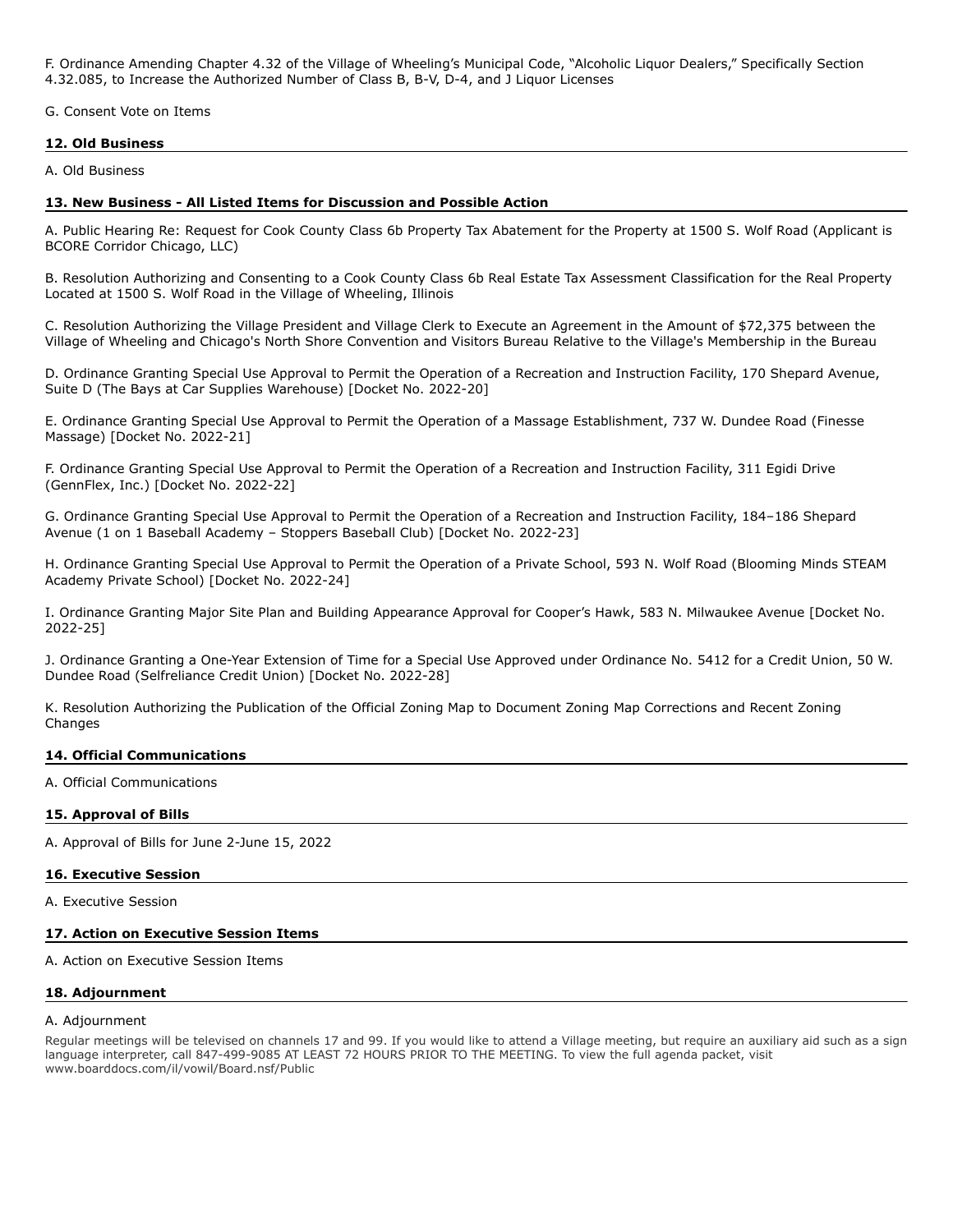F. Ordinance Amending Chapter 4.32 of the Village of Wheeling's Municipal Code, "Alcoholic Liquor Dealers," Specifically Section 4.32.085, to Increase the Authorized Number of Class B, B-V, D-4, and J Liquor Licenses

G. Consent Vote on Items

## 12. Old Business

A. Old Business

## 13. New Business - All Listed Items for Discussion and Possible Action

A. Public Hearing Re: Request for Cook County Class 6b Property Tax Abatement for the Property at 1500 S. Wolf Road (Applicant is BCORE Corridor Chicago, LLC)

B. Resolution Authorizing and Consenting to a Cook County Class 6b Real Estate Tax Assessment Classification for the Real Property Located at 1500 S. Wolf Road in the Village of Wheeling, Illinois

C. Resolution Authorizing the Village President and Village Clerk to Execute an Agreement in the Amount of $72,375 between the Village of Wheeling and Chicago's North Shore Convention and Visitors Bureau Relative to the Village's Membership in the Bureau

D. Ordinance Granting Special Use Approval to Permit the Operation of a Recreation and Instruction Facility, 170 Shepard Avenue, Suite D (The Bays at Car Supplies Warehouse) [Docket No. 2022-20]

E. Ordinance Granting Special Use Approval to Permit the Operation of a Massage Establishment, 737 W. Dundee Road (Finesse Massage) [Docket No. 2022-21]

F. Ordinance Granting Special Use Approval to Permit the Operation of a Recreation and Instruction Facility, 311 Egidi Drive (GennFlex, Inc.) [Docket No. 2022-22]

G. Ordinance Granting Special Use Approval to Permit the Operation of a Recreation and Instruction Facility, 184–186 Shepard Avenue (1 on 1 Baseball Academy – Stoppers Baseball Club) [Docket No. 2022-23]

H. Ordinance Granting Special Use Approval to Permit the Operation of a Private School, 593 N. Wolf Road (Blooming Minds STEAM Academy Private School) [Docket No. 2022-24]

I. Ordinance Granting Major Site Plan and Building Appearance Approval for Cooper's Hawk, 583 N. Milwaukee Avenue [Docket No. 2022-25]

J. Ordinance Granting a One-Year Extension of Time for a Special Use Approved under Ordinance No. 5412 for a Credit Union, 50 W. Dundee Road (Selfreliance Credit Union) [Docket No. 2022-28]

K. Resolution Authorizing the Publication of the Official Zoning Map to Document Zoning Map Corrections and Recent Zoning Changes

## 14. Official Communications

A. Official Communications

## 15. Approval of Bills

A. Approval of Bills for June 2-June 15, 2022

## 16. Executive Session

A. Executive Session

## 17. Action on Executive Session Items

A. Action on Executive Session Items

## 18. Adjournment

A. Adjournment

Regular meetings will be televised on channels 17 and 99. If you would like to attend a Village meeting, but require an auxiliary aid such as a sign language interpreter, call 847-499-9085 AT LEAST 72 HOURS PRIOR TO THE MEETING. To view the full agenda packet, visit www.boarddocs.com/il/vowil/Board.nsf/Public